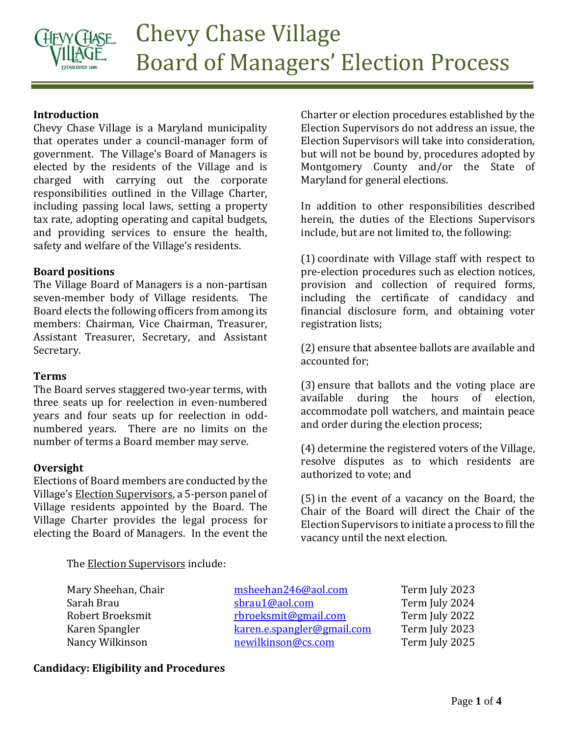# Chevy Chase Village
# Board of Managers' Election Process

**Introduction**

Chevy Chase Village is a Maryland municipality that operates under a council-manager form of government. The Village's Board of Managers is elected by the residents of the Village and is charged with carrying out the corporate responsibilities outlined in the Village Charter, including passing local laws, setting a property tax rate, adopting operating and capital budgets, and providing services to ensure the health, safety and welfare of the Village's residents.

**Board positions**

The Village Board of Managers is a non-partisan seven-member body of Village residents. The Board elects the following officers from among its members: Chairman, Vice Chairman, Treasurer, Assistant Treasurer, Secretary, and Assistant Secretary.

**Terms**

The Board serves staggered two-year terms, with three seats up for reelection in even-numbered years and four seats up for reelection in odd-numbered years. There are no limits on the number of terms a Board member may serve.

**Oversight**

Elections of Board members are conducted by the Village's Election Supervisors, a 5-person panel of Village residents appointed by the Board. The Village Charter provides the legal process for electing the Board of Managers. In the event the Charter or election procedures established by the Election Supervisors do not address an issue, the Election Supervisors will take into consideration, but will not be bound by, procedures adopted by Montgomery County and/or the State of Maryland for general elections.

In addition to other responsibilities described herein, the duties of the Elections Supervisors include, but are not limited to, the following:

(1) coordinate with Village staff with respect to pre-election procedures such as election notices, provision and collection of required forms, including the certificate of candidacy and financial disclosure form, and obtaining voter registration lists;

(2) ensure that absentee ballots are available and accounted for;

(3) ensure that ballots and the voting place are available during the hours of election, accommodate poll watchers, and maintain peace and order during the election process;

(4) determine the registered voters of the Village, resolve disputes as to which residents are authorized to vote; and

(5) in the event of a vacancy on the Board, the Chair of the Board will direct the Chair of the Election Supervisors to initiate a process to fill the vacancy until the next election.

The Election Supervisors include:

| | | |
|---|---|---|
| Mary Sheehan, Chair | msheehan246@aol.com | Term July 2023 |
| Sarah Brau | sbrau1@aol.com | Term July 2024 |
| Robert Broeksmit | rbroeksmit@gmail.com | Term July 2022 |
| Karen Spangler | karen.e.spangler@gmail.com | Term July 2023 |
| Nancy Wilkinson | newilkinson@cs.com | Term July 2025 |

**Candidacy: Eligibility and Procedures**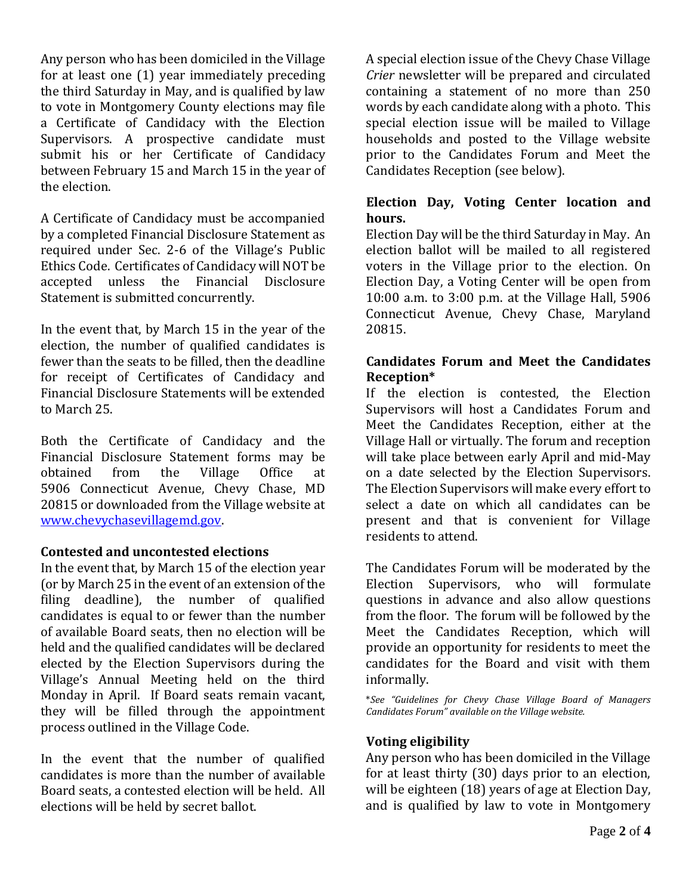Any person who has been domiciled in the Village for at least one (1) year immediately preceding the third Saturday in May, and is qualified by law to vote in Montgomery County elections may file a Certificate of Candidacy with the Election Supervisors. A prospective candidate must submit his or her Certificate of Candidacy between February 15 and March 15 in the year of the election.

A Certificate of Candidacy must be accompanied by a completed Financial Disclosure Statement as required under Sec. 2-6 of the Village's Public Ethics Code. Certificates of Candidacy will NOT be accepted unless the Financial Disclosure Statement is submitted concurrently.

In the event that, by March 15 in the year of the election, the number of qualified candidates is fewer than the seats to be filled, then the deadline for receipt of Certificates of Candidacy and Financial Disclosure Statements will be extended to March 25.

Both the Certificate of Candidacy and the Financial Disclosure Statement forms may be obtained from the Village Office at 5906 Connecticut Avenue, Chevy Chase, MD 20815 or downloaded from the Village website at [www.chevychasevillagemd.gov](http://www.chevychasevillagemd.gov).

**Contested and uncontested elections**

In the event that, by March 15 of the election year (or by March 25 in the event of an extension of the filing deadline), the number of qualified candidates is equal to or fewer than the number of available Board seats, then no election will be held and the qualified candidates will be declared elected by the Election Supervisors during the Village's Annual Meeting held on the third Monday in April. If Board seats remain vacant, they will be filled through the appointment process outlined in the Village Code.

In the event that the number of qualified candidates is more than the number of available Board seats, a contested election will be held. All elections will be held by secret ballot.

A special election issue of the Chevy Chase Village *Crier* newsletter will be prepared and circulated containing a statement of no more than 250 words by each candidate along with a photo. This special election issue will be mailed to Village households and posted to the Village website prior to the Candidates Forum and Meet the Candidates Reception (see below).

**Election Day, Voting Center location and hours.**

Election Day will be the third Saturday in May. An election ballot will be mailed to all registered voters in the Village prior to the election. On Election Day, a Voting Center will be open from 10:00 a.m. to 3:00 p.m. at the Village Hall, 5906 Connecticut Avenue, Chevy Chase, Maryland 20815.

**Candidates Forum and Meet the Candidates Reception***

If the election is contested, the Election Supervisors will host a Candidates Forum and Meet the Candidates Reception, either at the Village Hall or virtually. The forum and reception will take place between early April and mid-May on a date selected by the Election Supervisors. The Election Supervisors will make every effort to select a date on which all candidates can be present and that is convenient for Village residents to attend.

The Candidates Forum will be moderated by the Election Supervisors, who will formulate questions in advance and also allow questions from the floor. The forum will be followed by the Meet the Candidates Reception, which will provide an opportunity for residents to meet the candidates for the Board and visit with them informally.

**See "Guidelines for Chevy Chase Village Board of Managers Candidates Forum" available on the Village website.*

**Voting eligibility**

Any person who has been domiciled in the Village for at least thirty (30) days prior to an election, will be eighteen (18) years of age at Election Day, and is qualified by law to vote in Montgomery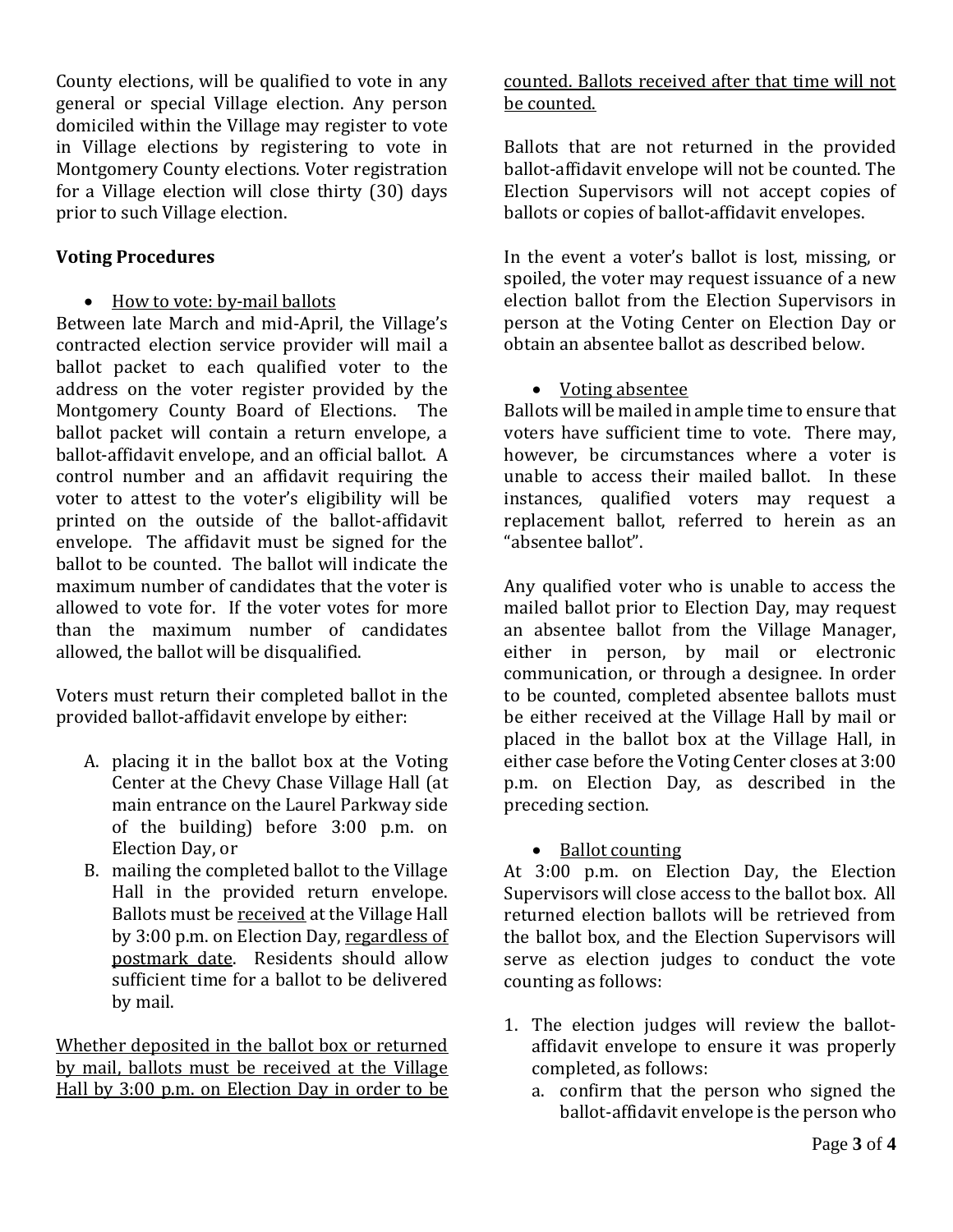County elections, will be qualified to vote in any general or special Village election. Any person domiciled within the Village may register to vote in Village elections by registering to vote in Montgomery County elections. Voter registration for a Village election will close thirty (30) days prior to such Village election.

**Voting Procedures**

- <u>How to vote: by-mail ballots</u>

Between late March and mid-April, the Village's contracted election service provider will mail a ballot packet to each qualified voter to the address on the voter register provided by the Montgomery County Board of Elections. The ballot packet will contain a return envelope, a ballot-affidavit envelope, and an official ballot. A control number and an affidavit requiring the voter to attest to the voter's eligibility will be printed on the outside of the ballot-affidavit envelope. The affidavit must be signed for the ballot to be counted. The ballot will indicate the maximum number of candidates that the voter is allowed to vote for. If the voter votes for more than the maximum number of candidates allowed, the ballot will be disqualified.

Voters must return their completed ballot in the provided ballot-affidavit envelope by either:

A. placing it in the ballot box at the Voting Center at the Chevy Chase Village Hall (at main entrance on the Laurel Parkway side of the building) before 3:00 p.m. on Election Day, or
B. mailing the completed ballot to the Village Hall in the provided return envelope. Ballots must be <u>received</u> at the Village Hall by 3:00 p.m. on Election Day, <u>regardless of postmark date</u>. Residents should allow sufficient time for a ballot to be delivered by mail.

<u>Whether deposited in the ballot box or returned by mail, ballots must be received at the Village Hall by 3:00 p.m. on Election Day in order to be counted. Ballots received after that time will not be counted.</u>

Ballots that are not returned in the provided ballot-affidavit envelope will not be counted. The Election Supervisors will not accept copies of ballots or copies of ballot-affidavit envelopes.

In the event a voter's ballot is lost, missing, or spoiled, the voter may request issuance of a new election ballot from the Election Supervisors in person at the Voting Center on Election Day or obtain an absentee ballot as described below.

- <u>Voting absentee</u>

Ballots will be mailed in ample time to ensure that voters have sufficient time to vote. There may, however, be circumstances where a voter is unable to access their mailed ballot. In these instances, qualified voters may request a replacement ballot, referred to herein as an "absentee ballot".

Any qualified voter who is unable to access the mailed ballot prior to Election Day, may request an absentee ballot from the Village Manager, either in person, by mail or electronic communication, or through a designee. In order to be counted, completed absentee ballots must be either received at the Village Hall by mail or placed in the ballot box at the Village Hall, in either case before the Voting Center closes at 3:00 p.m. on Election Day, as described in the preceding section.

- <u>Ballot counting</u>

At 3:00 p.m. on Election Day, the Election Supervisors will close access to the ballot box. All returned election ballots will be retrieved from the ballot box, and the Election Supervisors will serve as election judges to conduct the vote counting as follows:

1. The election judges will review the ballot-affidavit envelope to ensure it was properly completed, as follows:
   a. confirm that the person who signed the ballot-affidavit envelope is the person who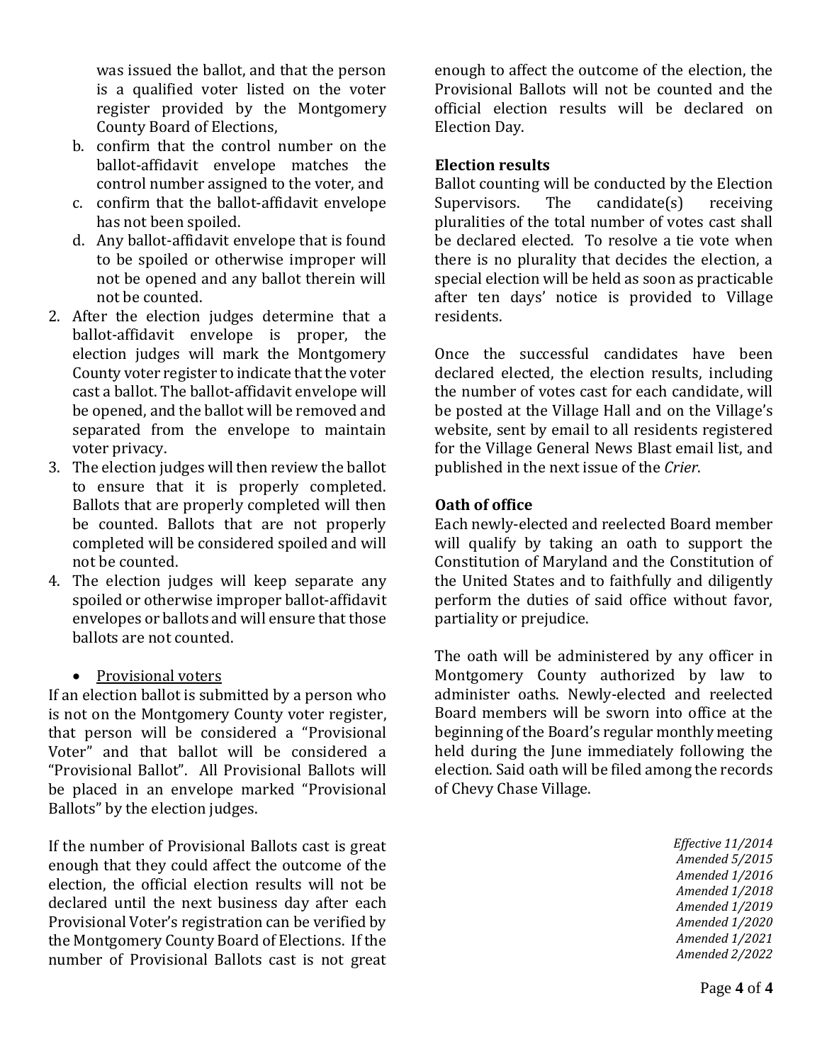was issued the ballot, and that the person is a qualified voter listed on the voter register provided by the Montgomery County Board of Elections,

b. confirm that the control number on the ballot-affidavit envelope matches the control number assigned to the voter, and
c. confirm that the ballot-affidavit envelope has not been spoiled.
d. Any ballot-affidavit envelope that is found to be spoiled or otherwise improper will not be opened and any ballot therein will not be counted.

2. After the election judges determine that a ballot-affidavit envelope is proper, the election judges will mark the Montgomery County voter register to indicate that the voter cast a ballot. The ballot-affidavit envelope will be opened, and the ballot will be removed and separated from the envelope to maintain voter privacy.
3. The election judges will then review the ballot to ensure that it is properly completed. Ballots that are properly completed will then be counted. Ballots that are not properly completed will be considered spoiled and will not be counted.
4. The election judges will keep separate any spoiled or otherwise improper ballot-affidavit envelopes or ballots and will ensure that those ballots are not counted.

- Provisional voters

If an election ballot is submitted by a person who is not on the Montgomery County voter register, that person will be considered a "Provisional Voter" and that ballot will be considered a "Provisional Ballot". All Provisional Ballots will be placed in an envelope marked "Provisional Ballots" by the election judges.

If the number of Provisional Ballots cast is great enough that they could affect the outcome of the election, the official election results will not be declared until the next business day after each Provisional Voter's registration can be verified by the Montgomery County Board of Elections. If the number of Provisional Ballots cast is not great enough to affect the outcome of the election, the Provisional Ballots will not be counted and the official election results will be declared on Election Day.

**Election results**

Ballot counting will be conducted by the Election Supervisors. The candidate(s) receiving pluralities of the total number of votes cast shall be declared elected. To resolve a tie vote when there is no plurality that decides the election, a special election will be held as soon as practicable after ten days' notice is provided to Village residents.

Once the successful candidates have been declared elected, the election results, including the number of votes cast for each candidate, will be posted at the Village Hall and on the Village's website, sent by email to all residents registered for the Village General News Blast email list, and published in the next issue of the *Crier*.

**Oath of office**

Each newly-elected and reelected Board member will qualify by taking an oath to support the Constitution of Maryland and the Constitution of the United States and to faithfully and diligently perform the duties of said office without favor, partiality or prejudice.

The oath will be administered by any officer in Montgomery County authorized by law to administer oaths. Newly-elected and reelected Board members will be sworn into office at the beginning of the Board's regular monthly meeting held during the June immediately following the election. Said oath will be filed among the records of Chevy Chase Village.

*Effective 11/2014*
*Amended 5/2015*
*Amended 1/2016*
*Amended 1/2018*
*Amended 1/2019*
*Amended 1/2020*
*Amended 1/2021*
*Amended 2/2022*